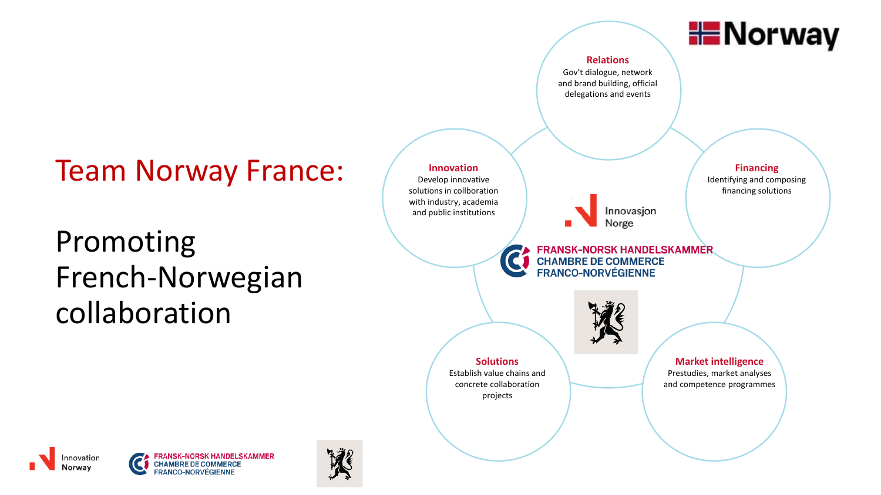# Team Norway France:

## Promoting French-Norwegian collaboration

Norway

**Relations**
Gov't dialogue, network and brand building, official delegations and events

**Financing**
Identifying and composing financing solutions

**Market intelligence**
Prestudies, market analyses and competence programmes

**Solutions**
Establish value chains and concrete collaboration projects

**Innovation**
Develop innovative solutions in collboration with industry, academia and public institutions

Innovasjon Norge

FRANSK-NORSK HANDELSKAMMER
CHAMBRE DE COMMERCE
FRANCO-NORVÉGIENNE

Innovation Norway

FRANSK-NORSK HANDELSKAMMER
CHAMBRE DE COMMERCE
FRANCO-NORVÉGIENNE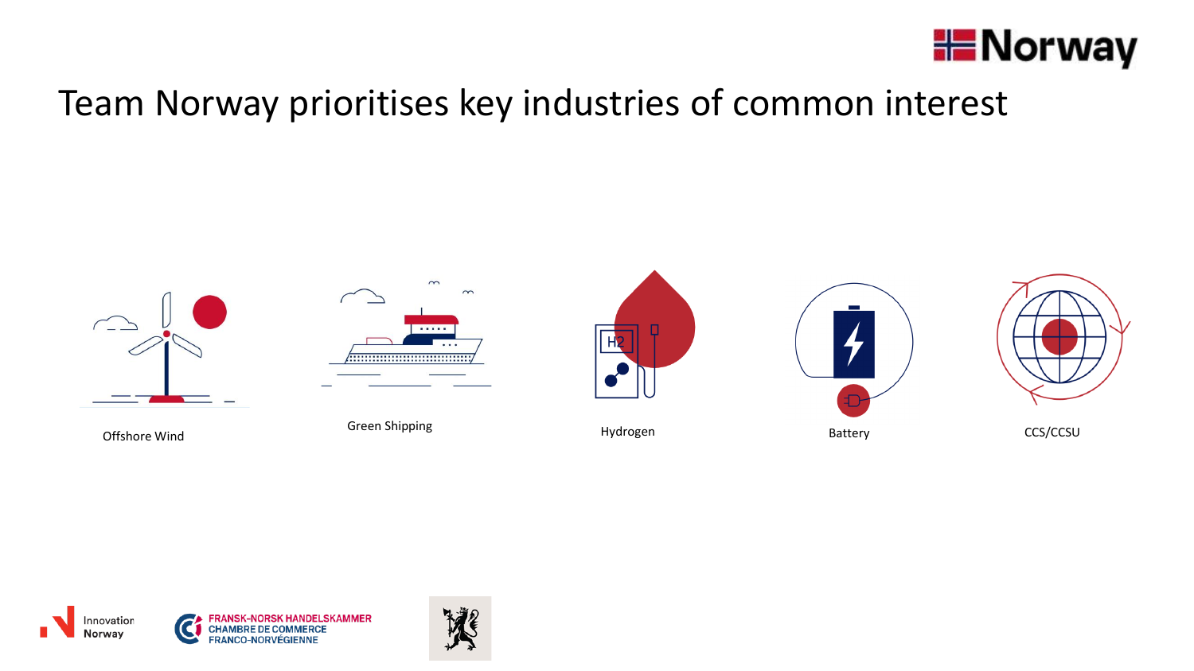# Team Norway prioritises key industries of common interest

- Offshore Wind
- Green Shipping
- Hydrogen
- Battery
- CCS/CCSU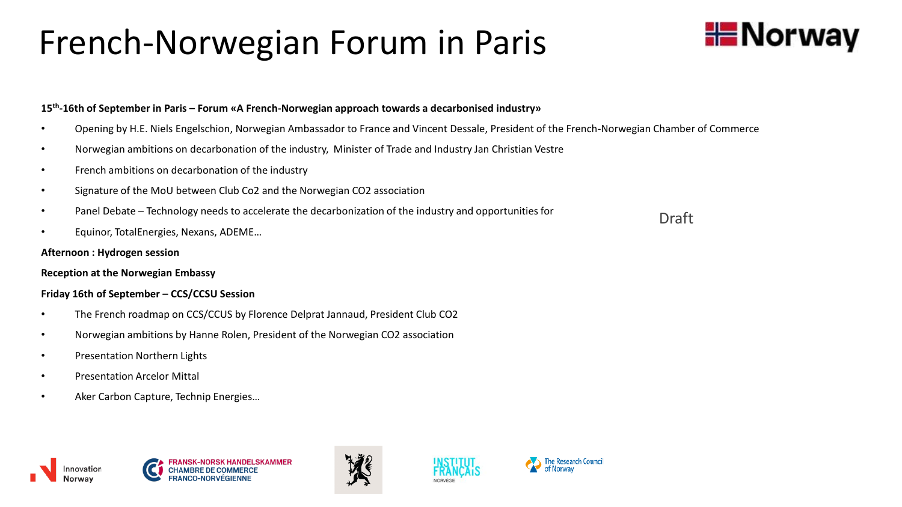# French-Norwegian Forum in Paris

Norway

**15th-16th of September in Paris – Forum «A French-Norwegian approach towards a decarbonised industry»**

- Opening by H.E. Niels Engelschion, Norwegian Ambassador to France and Vincent Dessale, President of the French-Norwegian Chamber of Commerce
- Norwegian ambitions on decarbonation of the industry, Minister of Trade and Industry Jan Christian Vestre
- French ambitions on decarbonation of the industry
- Signature of the MoU between Club Co2 and the Norwegian CO2 association
- Panel Debate – Technology needs to accelerate the decarbonization of the industry and opportunities for
- Equinor, TotalEnergies, Nexans, ADEME…

Draft

**Afternoon : Hydrogen session**

**Reception at the Norwegian Embassy**

**Friday 16th of September – CCS/CCSU Session**

- The French roadmap on CCS/CCUS by Florence Delprat Jannaud, President Club CO2
- Norwegian ambitions by Hanne Rolen, President of the Norwegian CO2 association
- Presentation Northern Lights
- Presentation Arcelor Mittal
- Aker Carbon Capture, Technip Energies…

Innovation Norway

FRANSK-NORSK HANDELSKAMMER
CHAMBRE DE COMMERCE FRANCO-NORVÉGIENNE

INSTITUT FRANÇAIS NORVÈGE

The Research Council of Norway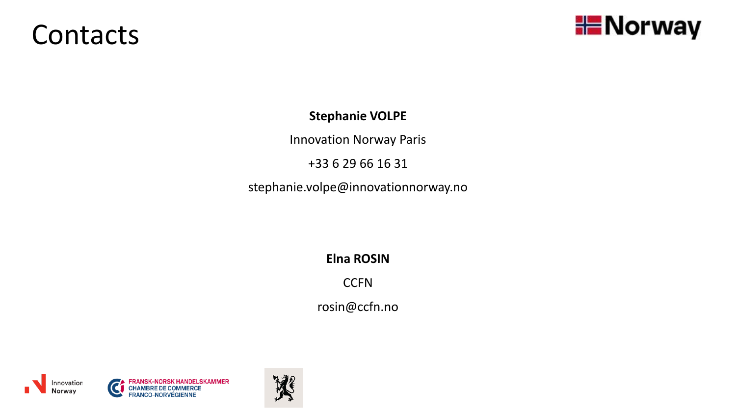# Contacts

**Stephanie VOLPE**

Innovation Norway Paris

+33 6 29 66 16 31

stephanie.volpe@innovationnorway.no

**Elna ROSIN**

CCFN

rosin@ccfn.no